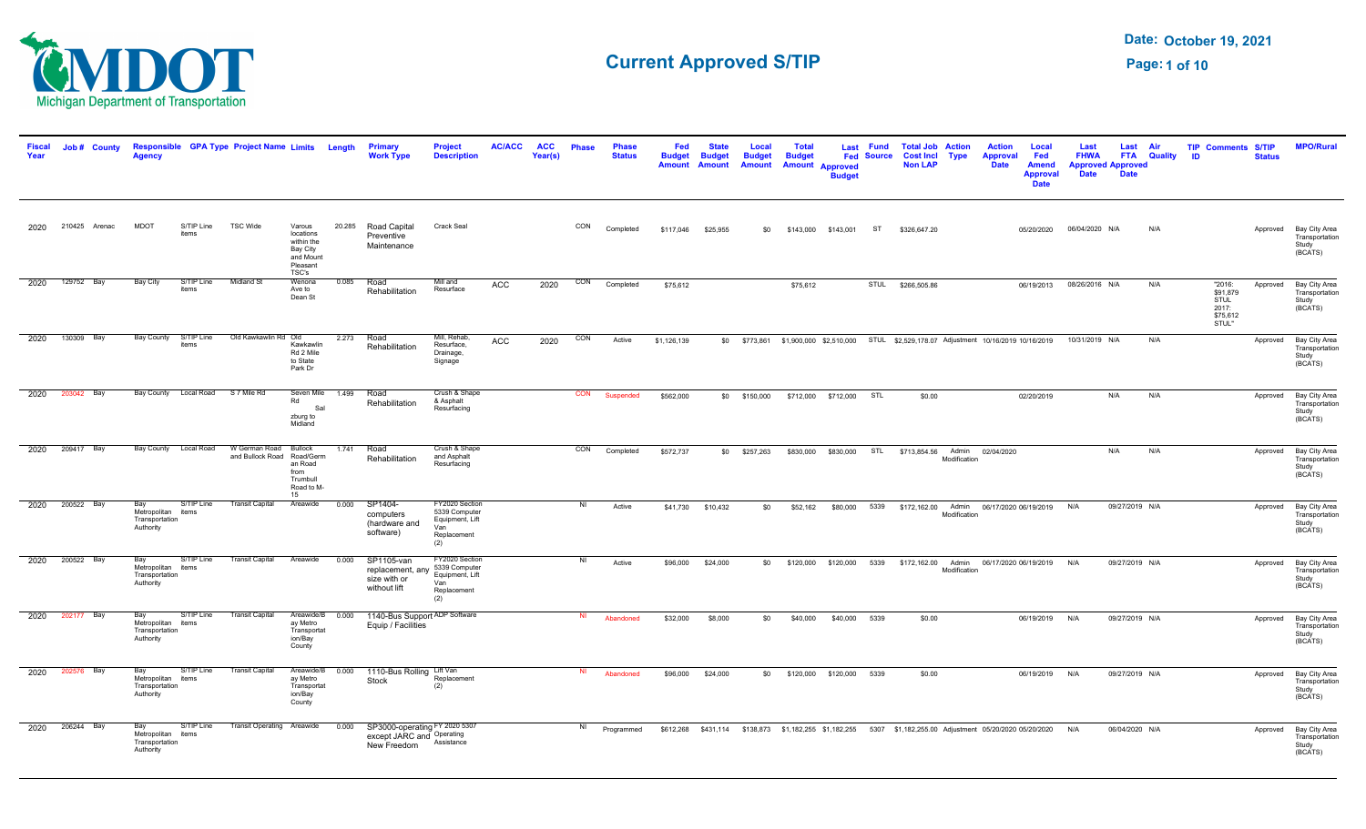# Current Approved S/TIP

Date: October 19, 2021

| Fiscal Year | Job # | County | Responsible Agency | GPA Type | Project Name | Limits | Length | Primary Work Type | Project Description | AC/ACC | ACC Year(s) | Phase | Phase Status | Fed Budget Amount | State Budget Amount | Local Budget Amount | Total Budget Amount | Last Fed Approved Budget | Fund Source | Total Job Cost Incl Non LAP | Action Type | Action Approval Date | Local Fed Amend Approval Date | Last FHWA Approved Date | Last FTA Approved Date | Air Quality | TIP ID | Comments | S/TIP Status | MPO/Rural |
|---|---|---|---|---|---|---|---|---|---|---|---|---|---|---|---|---|---|---|---|---|---|---|---|---|---|---|---|---|---|---|
| 2020 | 210425 | Arenac | MDOT | S/TIP Line items | TSC Wide | Varous locations within the Bay City and Mount Pleasant TSC's | 20.285 | Road Capital Preventive Maintenance | Crack Seal | | | CON | Completed | $117,046 | $25,955 | $0 | $143,000 | $143,001 | ST | $326,647.20 | | | 05/20/2020 | 06/04/2020 | N/A | N/A | | | Approved | Bay City Area Transportation Study (BCATS) |
| 2020 | 129752 | Bay | Bay City | S/TIP Line items | Midland St | Wenona Ave to Dean St | 0.085 | Road Rehabilitation | Mill and Resurface | ACC | 2020 | CON | Completed | $75,612 | | | $75,612 | | STUL | $266,505.86 | | | 06/19/2013 | 08/26/2016 | N/A | N/A | | "2016: $91,879 STUL 2017: $75,612 STUL" | Approved | Bay City Area Transportation Study (BCATS) |
| 2020 | 130309 | Bay | Bay County | S/TIP Line items | Old Kawkawlin Rd | Old Kawkawlin Rd 2 Mile to State Park Dr | 2.273 | Road Rehabilitation | Mill, Rehab, Resurface, Drainage, Signage | ACC | 2020 | CON | Active | $1,126,139 | $0 | $773,861 | $1,900,000 | $2,510,000 | STUL | $2,529,178.07 | Adjustment | 10/16/2019 | 10/16/2019 | 10/31/2019 | N/A | N/A | | | Approved | Bay City Area Transportation Study (BCATS) |
| 2020 | 203042 | Bay | Bay County | Local Road | S 7 Mile Rd | Seven Mile Rd Salzburg to Midland | 1.499 | Road Rehabilitation | Crush & Shape & Asphalt Resurfacing | | | CON | Suspended | $562,000 | $0 | $150,000 | $712,000 | $712,000 | STL | $0.00 | | | 02/20/2019 | | N/A | N/A | | | Approved | Bay City Area Transportation Study (BCATS) |
| 2020 | 209417 | Bay | Bay County | Local Road | W German Road and Bullock Road | Bullock Road/German Road from Trumbull Road to M-15 | 1.741 | Road Rehabilitation | Crush & Shape and Asphalt Resurfacing | | | CON | Completed | $572,737 | $0 | $257,263 | $830,000 | $830,000 | STL | $713,854.56 | Admin Modification | 02/04/2020 | | | N/A | N/A | | | Approved | Bay City Area Transportation Study (BCATS) |
| 2020 | 200522 | Bay | Bay Metropolitan Transportation Authority | S/TIP Line items | Transit Capital | Areawide | 0.000 | SP1404-computers (hardware and software) | FY2020 Section 5339 Computer Equipment, Lift Van Replacement (2) | | | NI | Active | $41,730 | $10,432 | $0 | $52,162 | $80,000 | 5339 | $172,162.00 | Admin Modification | 06/17/2020 | 06/19/2019 | N/A | 09/27/2019 | N/A | | | Approved | Bay City Area Transportation Study (BCATS) |
| 2020 | 200522 | Bay | Bay Metropolitan Transportation Authority | S/TIP Line items | Transit Capital | Areawide | 0.000 | SP1105-van replacement, any size with or without lift | FY2020 Section 5339 Computer Equipment, Lift Van Replacement (2) | | | NI | Active | $96,000 | $24,000 | $0 | $120,000 | $120,000 | 5339 | $172,162.00 | Admin Modification | 06/17/2020 | 06/19/2019 | N/A | 09/27/2019 | N/A | | | Approved | Bay City Area Transportation Study (BCATS) |
| 2020 | 202177 | Bay | Bay Metropolitan Transportation Authority | S/TIP Line items | Transit Capital | Areawide/Bay Metro Transportation/Bay County | 0.000 | 1140-Bus Support Equip / Facilities | ADP Software | | | NI | Abandoned | $32,000 | $8,000 | $0 | $40,000 | $40,000 | 5339 | $0.00 | | | 06/19/2019 | N/A | 09/27/2019 | N/A | | | Approved | Bay City Area Transportation Study (BCATS) |
| 2020 | 202576 | Bay | Bay Metropolitan Transportation Authority | S/TIP Line items | Transit Capital | Areawide/Bay Metro Transportation/Bay County | 0.000 | 1110-Bus Rolling Stock | Lift Van Replacement (2) | | | NI | Abandoned | $96,000 | $24,000 | $0 | $120,000 | $120,000 | 5339 | $0.00 | | | 06/19/2019 | N/A | 09/27/2019 | N/A | | | Approved | Bay City Area Transportation Study (BCATS) |
| 2020 | 206244 | Bay | Bay Metropolitan Transportation Authority | S/TIP Line items | Transit Operating | Areawide | 0.000 | SP3000-operating except JARC and New Freedom | FY 2020 5307 Operating Assistance | | | NI | Programmed | $612,268 | $431,114 | $138,873 | $1,182,255 | $1,182,255 | 5307 | $1,182,255.00 | Adjustment | 05/20/2020 | 05/20/2020 | N/A | 06/04/2020 | N/A | | | Approved | Bay City Area Transportation Study (BCATS) |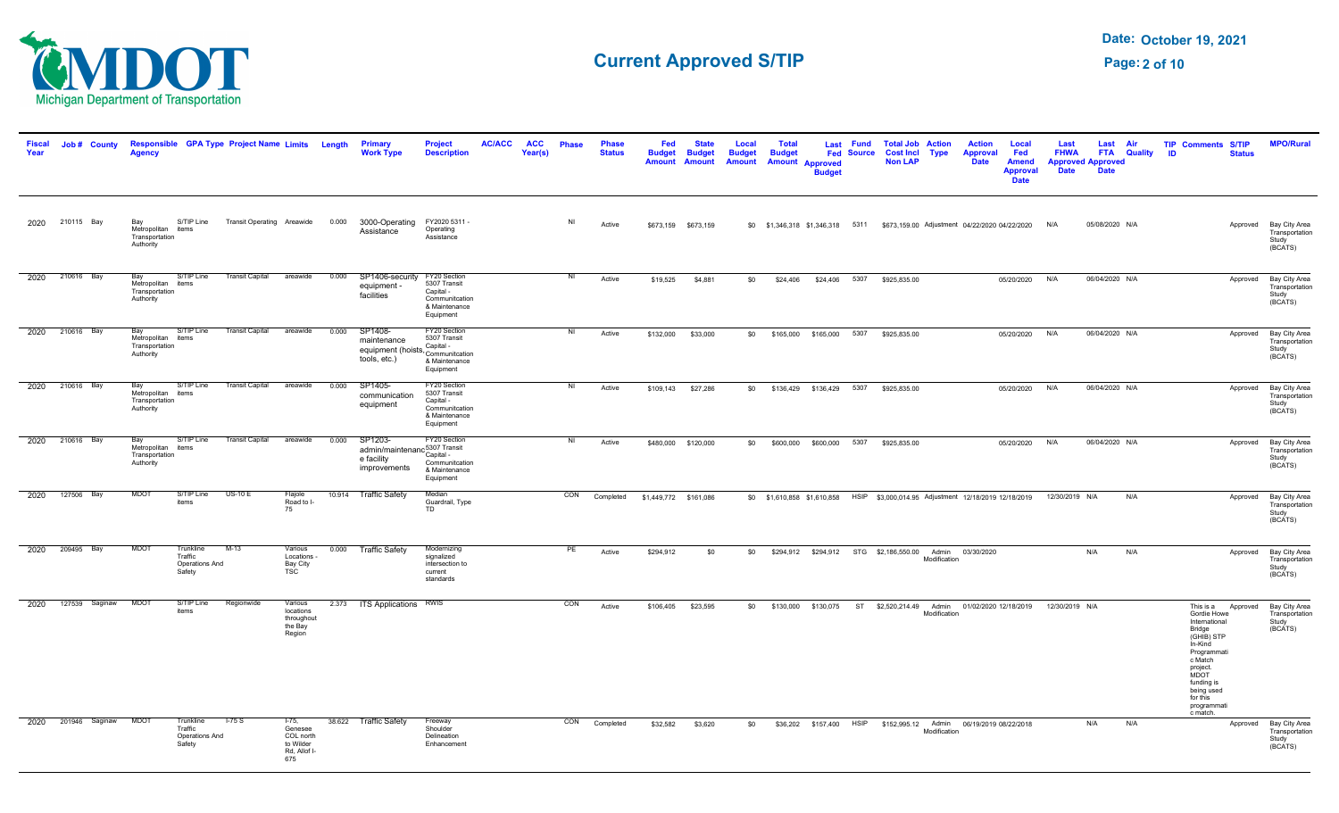# Current Approved S/TIP

**Date: October 19, 2021**

| Fiscal Year | Job # | County | Responsible Agency | GPA Type | Project Name | Limits | Length | Primary Work Type | Project Description | AC/ACC | ACC Year(s) | Phase | Phase Status | Fed Budget Amount | State Budget Amount | Local Budget Amount | Total Budget Amount | Last Approved Budget | Fed Source | Total Job Cost Incl Non LAP | Action Type | Action Approval Date | Local Fed Amend Approval Date | Last FHWA Approved Date | Last FTA Approved Date | Air Quality | TIP ID | Comments | S/TIP Status | MPO/Rural |
|---|---|---|---|---|---|---|---|---|---|---|---|---|---|---|---|---|---|---|---|---|---|---|---|---|---|---|---|---|---|---|
| 2020 | 210115 | Bay | Bay Metropolitan Transportation Authority | S/TIP Line items | Transit Operating | Areawide | 0.000 | 3000-Operating Assistance | FY2020 5311 - Operating Assistance | | | NI | Active | $673,159 | $673,159 | $0 | $1,346,318 | $1,346,318 | 5311 | $673,159.00 | Adjustment | 04/22/2020 | 04/22/2020 | N/A | 05/08/2020 | N/A | | | Approved | Bay City Area Transportation Study (BCATS) |
| 2020 | 210616 | Bay | Bay Metropolitan Transportation Authority | S/TIP Line items | Transit Capital | areawide | 0.000 | SP1406-security equipment - facilities | FY20 Section 5307 Transit Capital - Communitcation & Maintenance Equipment | | | NI | Active | $19,525 | $4,881 | $0 | $24,406 | $24,406 | 5307 | $925,835.00 | | | 05/20/2020 | N/A | 06/04/2020 | N/A | | | Approved | Bay City Area Transportation Study (BCATS) |
| 2020 | 210616 | Bay | Bay Metropolitan Transportation Authority | S/TIP Line items | Transit Capital | areawide | 0.000 | SP1408-maintenance equipment (hoists, tools, etc.) | FY20 Section 5307 Transit Capital - Communitcation & Maintenance Equipment | | | NI | Active | $132,000 | $33,000 | $0 | $165,000 | $165,000 | 5307 | $925,835.00 | | | 05/20/2020 | N/A | 06/04/2020 | N/A | | | Approved | Bay City Area Transportation Study (BCATS) |
| 2020 | 210616 | Bay | Bay Metropolitan Transportation Authority | S/TIP Line items | Transit Capital | areawide | 0.000 | SP1405-communication equipment | FY20 Section 5307 Transit Capital - Communitcation & Maintenance Equipment | | | NI | Active | $109,143 | $27,286 | $0 | $136,429 | $136,429 | 5307 | $925,835.00 | | | 05/20/2020 | N/A | 06/04/2020 | N/A | | | Approved | Bay City Area Transportation Study (BCATS) |
| 2020 | 210616 | Bay | Bay Metropolitan Transportation Authority | S/TIP Line items | Transit Capital | areawide | 0.000 | SP1203-admin/maintenance facility improvements | FY20 Section 5307 Transit Capital - Communitcation & Maintenance Equipment | | | NI | Active | $480,000 | $120,000 | $0 | $600,000 | $600,000 | 5307 | $925,835.00 | | | 05/20/2020 | N/A | 06/04/2020 | N/A | | | Approved | Bay City Area Transportation Study (BCATS) |
| 2020 | 127506 | Bay | MDOT | S/TIP Line items | US-10 E | Flajole Road to I-75 | 10.914 | Traffic Safety | Median Guardrail, Type TD | | | CON | Completed | $1,449,772 | $161,086 | $0 | $1,610,858 | $1,610,858 | HSIP | $3,000,014.95 | Adjustment | 12/18/2019 | 12/18/2019 | 12/30/2019 | N/A | N/A | | | Approved | Bay City Area Transportation Study (BCATS) |
| 2020 | 209495 | Bay | MDOT | Trunkline Traffic Operations And Safety | M-13 | Various Locations - Bay City TSC | 0.000 | Traffic Safety | Modernizing signalized intersection to current standards | | | PE | Active | $294,912 | $0 | $0 | $294,912 | $294,912 | STG | $2,186,550.00 | Admin Modification | 03/30/2020 | | | N/A | N/A | | | Approved | Bay City Area Transportation Study (BCATS) |
| 2020 | 127539 | Saginaw | MDOT | S/TIP Line items | Regionwide | Various locations throughout the Bay Region | 2.373 | ITS Applications | RWIS | | | CON | Active | $106,405 | $23,595 | $0 | $130,000 | $130,075 | ST | $2,520,214.49 | Admin Modification | 01/02/2020 | 12/18/2019 | 12/30/2019 | N/A | | | This is a Gordie Howe International Bridge (GHIB) STP In-Kind Programmatic Match project. MDOT funding is being used for this programmatic match. | Approved | Bay City Area Transportation Study (BCATS) |
| 2020 | 201946 | Saginaw | MDOT | Trunkline Traffic Operations And Safety | I-75 S | I-75, Genesee COL north to Wilder Rd, All of I-675 | 38.622 | Traffic Safety | Freeway Shoulder Delineation Enhancement | | | CON | Completed | $32,582 | $3,620 | $0 | $36,202 | $157,400 | HSIP | $152,995.12 | Admin Modification | 06/19/2019 | 08/22/2018 | | N/A | N/A | | | Approved | Bay City Area Transportation Study (BCATS) |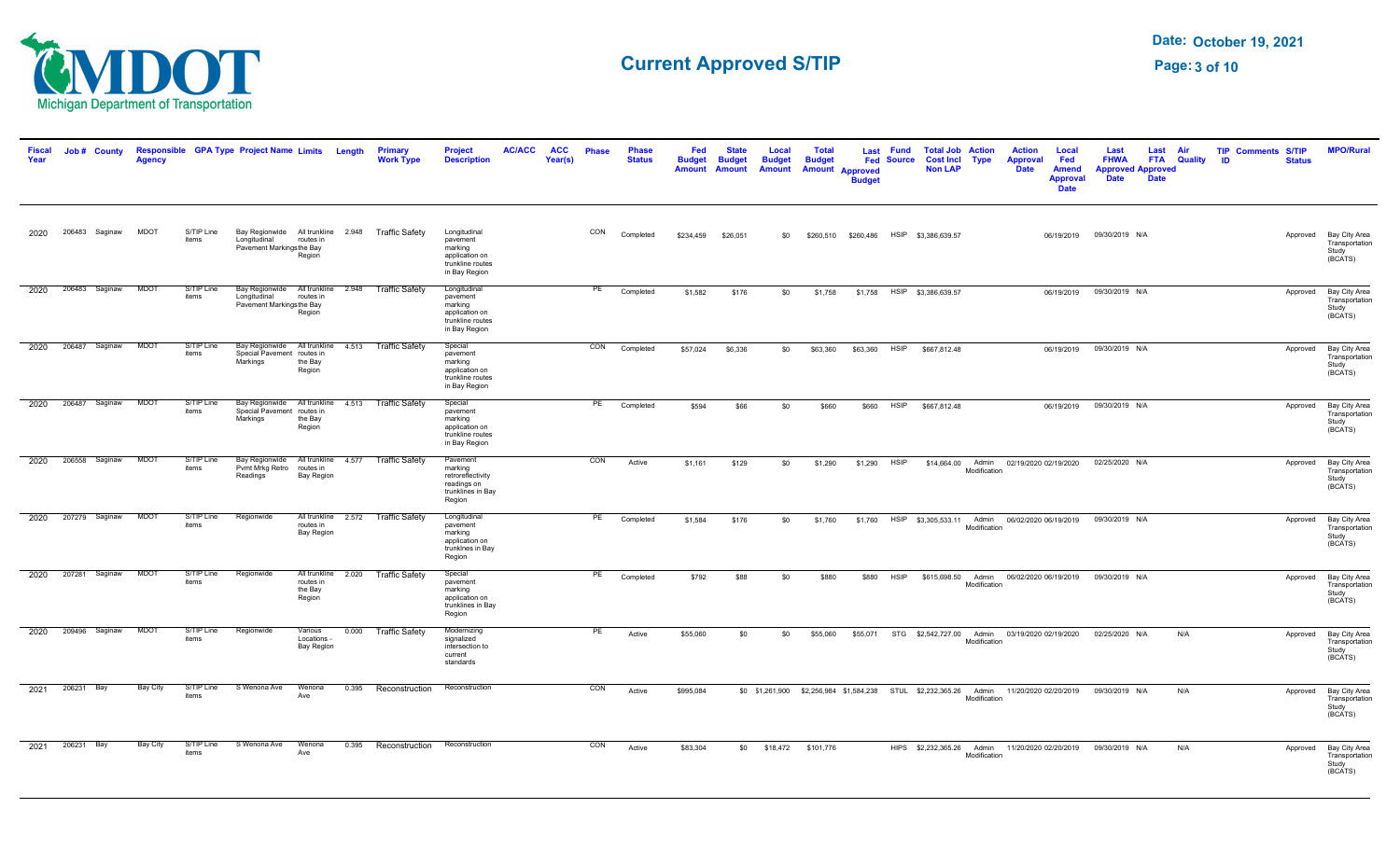# Current Approved S/TIP

Date: October 19, 2021

| Fiscal Year | Job # | County | Responsible Agency | GPA Type | Project Name | Limits | Length | Primary Work Type | Project Description | AC/ACC | ACC Year(s) | Phase | Phase Status | Fed Budget Amount | State Budget Amount | Local Budget Amount | Total Budget Amount | Last Fed Approved Budget | Fund Source | Total Job Cost Incl Non LAP | Action Type | Action Approval Date | Local Fed Amend Approval Date | Last FHWA Approved Date | Last FTA Approved Date | Air Quality | TIP ID | Comments | S/TIP Status | MPO/Rural |
|---|---|---|---|---|---|---|---|---|---|---|---|---|---|---|---|---|---|---|---|---|---|---|---|---|---|---|---|---|---|---|
| 2020 | 206483 | Saginaw | MDOT | S/TIP Line items | Bay Regionwide Longitudinal Pavement Markings | All trunkline routes in the Bay Region | 2.948 | Traffic Safety | Longitudinal pavement marking application on trunkline routes in Bay Region | | | CON | Completed | $234,459 | $26,051 | $0 | $260,510 | $260,486 | HSIP | $3,386,639.57 | | | 06/19/2019 | 09/30/2019 | N/A | | | | Approved | Bay City Area Transportation Study (BCATS) |
| 2020 | 206483 | Saginaw | MDOT | S/TIP Line items | Bay Regionwide Longitudinal Pavement Markings | All trunkline routes in the Bay Region | 2.948 | Traffic Safety | Longitudinal pavement marking application on trunkline routes in Bay Region | | | PE | Completed | $1,582 | $176 | $0 | $1,758 | $1,758 | HSIP | $3,386,639.57 | | | 06/19/2019 | 09/30/2019 | N/A | | | | Approved | Bay City Area Transportation Study (BCATS) |
| 2020 | 206487 | Saginaw | MDOT | S/TIP Line items | Bay Regionwide Special Pavement Markings | All trunkline routes in the Bay Region | 4.513 | Traffic Safety | Special pavement marking application on trunkline routes in Bay Region | | | CON | Completed | $57,024 | $6,336 | $0 | $63,360 | $63,360 | HSIP | $667,812.48 | | | 06/19/2019 | 09/30/2019 | N/A | | | | Approved | Bay City Area Transportation Study (BCATS) |
| 2020 | 206487 | Saginaw | MDOT | S/TIP Line items | Bay Regionwide Special Pavement Markings | All trunkline routes in the Bay Region | 4.513 | Traffic Safety | Special pavement marking application on trunkline routes in Bay Region | | | PE | Completed | $594 | $66 | $0 | $660 | $660 | HSIP | $667,812.48 | | | 06/19/2019 | 09/30/2019 | N/A | | | | Approved | Bay City Area Transportation Study (BCATS) |
| 2020 | 206558 | Saginaw | MDOT | S/TIP Line items | Bay Regionwide Pvmt Mrkg Retro Readings | All trunkline routes in Bay Region | 4.577 | Traffic Safety | Pavement marking retroreflectivity readings on trunklines in Bay Region | | | CON | Active | $1,161 | $129 | $0 | $1,290 | $1,290 | HSIP | $14,664.00 | Admin Modification | 02/19/2020 | 02/19/2020 | 02/25/2020 | N/A | | | | Approved | Bay City Area Transportation Study (BCATS) |
| 2020 | 207279 | Saginaw | MDOT | S/TIP Line items | Regionwide | All trunkline routes in Bay Region | 2.572 | Traffic Safety | Longitudinal pavement marking application on trunklines in Bay Region | | | PE | Completed | $1,584 | $176 | $0 | $1,760 | $1,760 | HSIP | $3,305,533.11 | Admin Modification | 06/02/2020 | 06/19/2019 | 09/30/2019 | N/A | | | | Approved | Bay City Area Transportation Study (BCATS) |
| 2020 | 207281 | Saginaw | MDOT | S/TIP Line items | Regionwide | All trunkline routes in the Bay Region | 2.020 | Traffic Safety | Special pavement marking application on trunklines in Bay Region | | | PE | Completed | $792 | $88 | $0 | $880 | $880 | HSIP | $615,698.50 | Admin Modification | 06/02/2020 | 06/19/2019 | 09/30/2019 | N/A | | | | Approved | Bay City Area Transportation Study (BCATS) |
| 2020 | 209496 | Saginaw | MDOT | S/TIP Line items | Regionwide | Various Locations - Bay Region | 0.000 | Traffic Safety | Modernizing signalized intersection to current standards | | | PE | Active | $55,060 | $0 | $0 | $55,060 | $55,071 | STG | $2,542,727.00 | Admin Modification | 03/19/2020 | 02/19/2020 | 02/25/2020 | N/A | N/A | | | Approved | Bay City Area Transportation Study (BCATS) |
| 2021 | 206231 | Bay | Bay City | S/TIP Line items | S Wenona Ave | Wenona Ave | 0.395 | Reconstruction | Reconstruction | | | CON | Active | $995,084 | $0 | $1,261,900 | $2,256,984 | $1,584,238 | STUL | $2,232,365.26 | Admin Modification | 11/20/2020 | 02/20/2019 | 09/30/2019 | N/A | N/A | | | Approved | Bay City Area Transportation Study (BCATS) |
| 2021 | 206231 | Bay | Bay City | S/TIP Line items | S Wenona Ave | Wenona Ave | 0.395 | Reconstruction | Reconstruction | | | CON | Active | $83,304 | $0 | $18,472 | $101,776 | | HIPS | $2,232,365.26 | Admin Modification | 11/20/2020 | 02/20/2019 | 09/30/2019 | N/A | N/A | | | Approved | Bay City Area Transportation Study (BCATS) |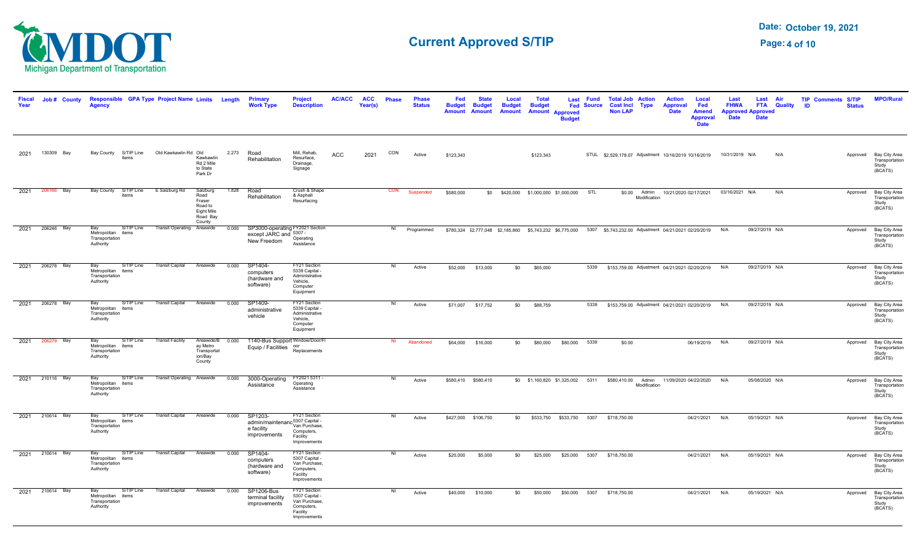# Current Approved S/TIP

Date: October 19, 2021

| Fiscal Year | Job # | County | Responsible Agency | GPA Type | Project Name | Limits | Length | Primary Work Type | Project Description | AC/ACC | ACC Year(s) | Phase | Phase Status | Fed Budget Amount | State Budget Amount | Local Budget Amount | Total Budget Amount | Last Fed Approved Budget | Fund Source | Total Job Cost Incl Non LAP | Action Type | Action Approval Date | Local Fed Amend Approval Date | Last FHWA Approved Date | Last FTA Approved Date | Air Quality | TIP ID | Comments | S/TIP Status | MPO/Rural |
|---|---|---|---|---|---|---|---|---|---|---|---|---|---|---|---|---|---|---|---|---|---|---|---|---|---|---|---|---|---|---|
| 2021 | 130309 | Bay | Bay County | S/TIP Line items | Old Kawkawlin Rd | Old Kawkawlin Rd 2 Mile to State Park Dr | 2.273 | Road Rehabilitation | Mill, Rehab, Resurface, Drainage, Signage | ACC | 2021 | CON | Active | $123,343 | | | $123,343 | | STUL | $2,529,178.07 | Adjustment | 10/16/2019 | 10/16/2019 | 10/31/2019 | N/A | N/A | | | Approved | Bay City Area Transportation Study (BCATS) |
| 2021 | 206166 | Bay | Bay County | S/TIP Line items | E Salzburg Rd | Salzburg Road Fraser Road to Eight Mile Road Bay County | 1.828 | Road Rehabilitation | Crush & Shape & Asphalt Resurfacing | | | CON | Suspended | $580,000 | $0 | $420,000 | $1,000,000 | $1,000,000 | STL | $0.00 | Admin Modification | 10/21/2020 | 02/17/2021 | 03/16/2021 | N/A | N/A | | | Approved | Bay City Area Transportation Study (BCATS) |
| 2021 | 206246 | Bay | Bay Metropolitan Transportation Authority | S/TIP Line items | Transit Operating | Areawide | 0.000 | SP3000-operating except JARC and New Freedom | FY2021 Section 5307 - Operating Assistance | | | NI | Programmed | $780,324 | $2,777,048 | $2,185,860 | $5,743,232 | $6,775,000 | 5307 | $5,743,232.00 | Adjustment | 04/21/2021 | 02/20/2019 | N/A | 09/27/2019 | N/A | | | Approved | Bay City Area Transportation Study (BCATS) |
| 2021 | 206278 | Bay | Bay Metropolitan Transportation Authority | S/TIP Line items | Transit Capital | Areawide | 0.000 | SP1404-computers (hardware and software) | FY21 Section 5339 Capital - Administrative Vehicle, Computer Equipment | | | NI | Active | $52,000 | $13,000 | $0 | $65,000 | | 5339 | $153,759.00 | Adjustment | 04/21/2021 | 02/20/2019 | N/A | 09/27/2019 | N/A | | | Approved | Bay City Area Transportation Study (BCATS) |
| 2021 | 206278 | Bay | Bay Metropolitan Transportation Authority | S/TIP Line items | Transit Capital | Areawide | 0.000 | SP1409-administrative vehicle | FY21 Section 5339 Capital - Administrative Vehicle, Computer Equipment | | | NI | Active | $71,007 | $17,752 | $0 | $88,759 | | 5339 | $153,759.00 | Adjustment | 04/21/2021 | 02/20/2019 | N/A | 09/27/2019 | N/A | | | Approved | Bay City Area Transportation Study (BCATS) |
| 2021 | 206279 | Bay | Bay Metropolitan Transportation Authority | S/TIP Line items | Transit Facility | Areawide/Bay Metro Transportation/Bay County | 0.000 | 1140-Bus Support Equip / Facilities | Window/Door/Floor Replacements | | | NI | Abandoned | $64,000 | $16,000 | $0 | $80,000 | $80,000 | 5339 | $0.00 | | | 06/19/2019 | N/A | 09/27/2019 | N/A | | | Approved | Bay City Area Transportation Study (BCATS) |
| 2021 | 210116 | Bay | Bay Metropolitan Transportation Authority | S/TIP Line items | Transit Operating | Areawide | 0.000 | 3000-Operating Assistance | FY2021 5311 - Operating Assistance | | | NI | Active | $580,410 | $580,410 | $0 | $1,160,820 | $1,325,002 | 5311 | $580,410.00 | Admin Modification | 11/09/2020 | 04/22/2020 | N/A | 05/08/2020 | N/A | | | Approved | Bay City Area Transportation Study (BCATS) |
| 2021 | 210614 | Bay | Bay Metropolitan Transportation Authority | S/TIP Line items | Transit Capital | Areawide | 0.000 | SP1203-admin/maintenance facility improvements | FY21 Section 5307 Capital - Van Purchase, Computers, Facility Improvements | | | NI | Active | $427,000 | $106,750 | $0 | $533,750 | $533,750 | 5307 | $718,750.00 | | | 04/21/2021 | N/A | 05/19/2021 | N/A | | | Approved | Bay City Area Transportation Study (BCATS) |
| 2021 | 210614 | Bay | Bay Metropolitan Transportation Authority | S/TIP Line items | Transit Capital | Areawide | 0.000 | SP1404-computers (hardware and software) | FY21 Section 5307 Capital - Van Purchase, Computers, Facility Improvements | | | NI | Active | $20,000 | $5,000 | $0 | $25,000 | $25,000 | 5307 | $718,750.00 | | | 04/21/2021 | N/A | 05/19/2021 | N/A | | | Approved | Bay City Area Transportation Study (BCATS) |
| 2021 | 210614 | Bay | Bay Metropolitan Transportation Authority | S/TIP Line items | Transit Capital | Areawide | 0.000 | SP1206-Bus terminal facility improvements | FY21 Section 5307 Capital - Van Purchase, Computers, Facility Improvements | | | NI | Active | $40,000 | $10,000 | $0 | $50,000 | $50,000 | 5307 | $718,750.00 | | | 04/21/2021 | N/A | 05/19/2021 | N/A | | | Approved | Bay City Area Transportation Study (BCATS) |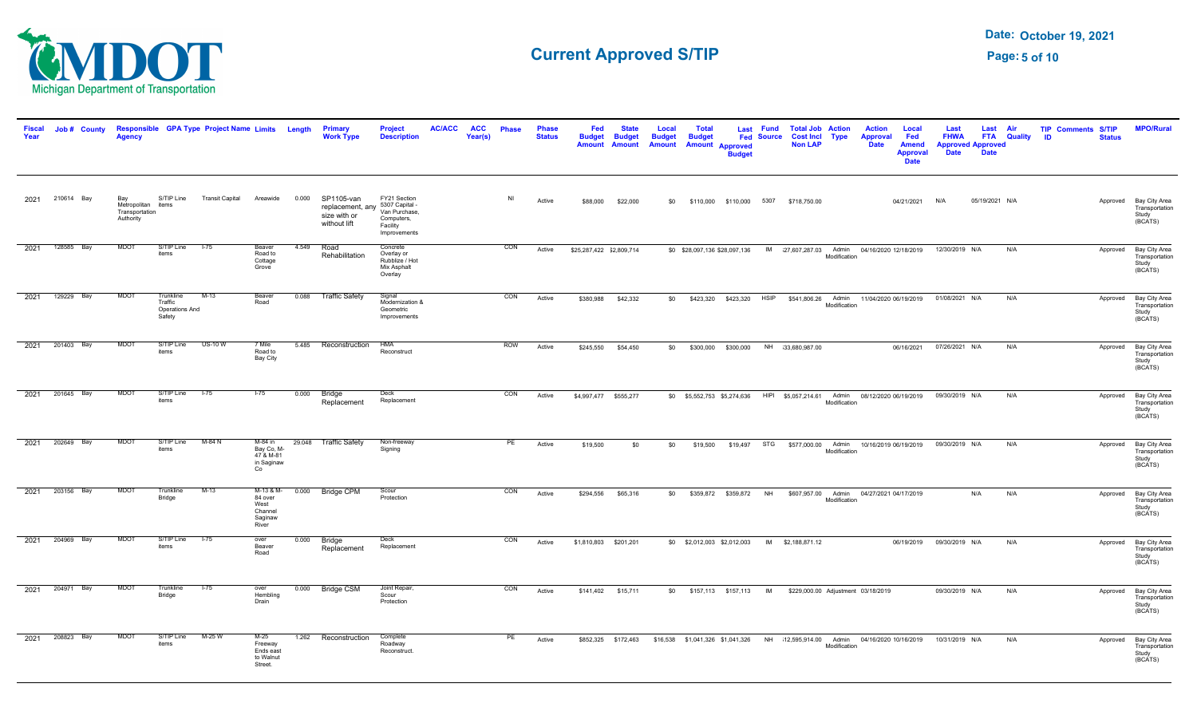# Current Approved S/TIP

Date: October 19, 2021

| Fiscal Year | Job # | County | Responsible Agency | GPA Type | Project Name | Limits | Length | Primary Work Type | Project Description | AC/ACC | ACC Year(s) | Phase | Phase Status | Fed Budget Amount | State Budget Amount | Local Budget Amount | Total Budget Amount | Last Fed Approved Budget | Fund Source | Total Job Cost Incl Non LAP | Action Type | Action Approval Date | Local Fed Amend Approval Date | Last FHWA Approved Date | Last FTA Approved Date | Air Quality | TIP ID | Comments | S/TIP Status | MPO/Rural |
|---|---|---|---|---|---|---|---|---|---|---|---|---|---|---|---|---|---|---|---|---|---|---|---|---|---|---|---|---|---|---|
| 2021 | 210614 | Bay | Bay Metropolitan Transportation Authority | S/TIP Line items | Transit Capital | Areawide | 0.000 | SP1105-van replacement, any size with or without lift | FY21 Section 5307 Capital - Van Purchase, Computers, Facility Improvements | | | NI | Active | $88,000 | $22,000 | $0 | $110,000 | $110,000 | 5307 | $718,750.00 | | | 04/21/2021 | N/A | 05/19/2021 | N/A | | | Approved | Bay City Area Transportation Study (BCATS) |
| 2021 | 128585 | Bay | MDOT | S/TIP Line items | I-75 | Beaver Road to Cottage Grove | 4.549 | Road Rehabilitation | Concrete Overlay or Rubblize / Hot Mix Asphalt Overlay | | | CON | Active | $25,287,422 | $2,809,714 | $0 | $28,097,136 | $28,097,136 | IM | $27,607,287.03 | Admin Modification | 04/16/2020 | 12/18/2019 | 12/30/2019 | N/A | N/A | | | Approved | Bay City Area Transportation Study (BCATS) |
| 2021 | 129229 | Bay | MDOT | Trunkline Traffic Operations And Safety | M-13 | Beaver Road | 0.088 | Traffic Safety | Signal Modernization & Geometric Improvements | | | CON | Active | $380,988 | $42,332 | $0 | $423,320 | $423,320 | HSIP | $541,806.26 | Admin Modification | 11/04/2020 | 06/19/2019 | 01/08/2021 | N/A | N/A | | | Approved | Bay City Area Transportation Study (BCATS) |
| 2021 | 201403 | Bay | MDOT | S/TIP Line items | US-10 W | 7 Mile Road to Bay City | 5.485 | Reconstruction | HMA Reconstruct | | | ROW | Active | $245,550 | $54,450 | $0 | $300,000 | $300,000 | NH | $33,680,987.00 | | | 06/16/2021 | 07/26/2021 | N/A | N/A | | | Approved | Bay City Area Transportation Study (BCATS) |
| 2021 | 201645 | Bay | MDOT | S/TIP Line items | I-75 | I-75 | 0.000 | Bridge Replacement | Deck Replacement | | | CON | Active | $4,997,477 | $555,277 | $0 | $5,552,753 | $5,274,636 | HIPI | $5,057,214.61 | Admin Modification | 08/12/2020 | 06/19/2019 | 09/30/2019 | N/A | N/A | | | Approved | Bay City Area Transportation Study (BCATS) |
| 2021 | 202649 | Bay | MDOT | S/TIP Line items | M-84 N | M-84 in Bay Co, M-47 & M-81 in Saginaw Co | 29.048 | Traffic Safety | Non-freeway Signing | | | PE | Active | $19,500 | $0 | $0 | $19,500 | $19,497 | STG | $577,000.00 | Admin Modification | 10/16/2019 | 06/19/2019 | 09/30/2019 | N/A | N/A | | | Approved | Bay City Area Transportation Study (BCATS) |
| 2021 | 203156 | Bay | MDOT | Trunkline Bridge | M-13 | M-13 & M-84 over West Channel Saginaw River | 0.000 | Bridge CPM | Scour Protection | | | CON | Active | $294,556 | $65,316 | $0 | $359,872 | $359,872 | NH | $607,957.00 | Admin Modification | 04/27/2021 | 04/17/2019 | | N/A | N/A | | | Approved | Bay City Area Transportation Study (BCATS) |
| 2021 | 204969 | Bay | MDOT | S/TIP Line items | I-75 | over Beaver Road | 0.000 | Bridge Replacement | Deck Replacement | | | CON | Active | $1,810,803 | $201,201 | $0 | $2,012,003 | $2,012,003 | IM | $2,188,871.12 | | | 06/19/2019 | 09/30/2019 | N/A | N/A | | | Approved | Bay City Area Transportation Study (BCATS) |
| 2021 | 204971 | Bay | MDOT | Trunkline Bridge | I-75 | over Hembling Drain | 0.000 | Bridge CSM | Joint Repair, Scour Protection | | | CON | Active | $141,402 | $15,711 | $0 | $157,113 | $157,113 | IM | $229,000.00 | Adjustment | 03/18/2019 | | 09/30/2019 | N/A | N/A | | | Approved | Bay City Area Transportation Study (BCATS) |
| 2021 | 208823 | Bay | MDOT | S/TIP Line items | M-25 W | M-25 Freeway Ends east to Walnut Street. | 1.262 | Reconstruction | Complete Roadway Reconstruct. | | | PE | Active | $852,325 | $172,463 | $16,538 | $1,041,326 | $1,041,326 | NH | $12,595,914.00 | Admin Modification | 04/16/2020 | 10/16/2019 | 10/31/2019 | N/A | N/A | | | Approved | Bay City Area Transportation Study (BCATS) |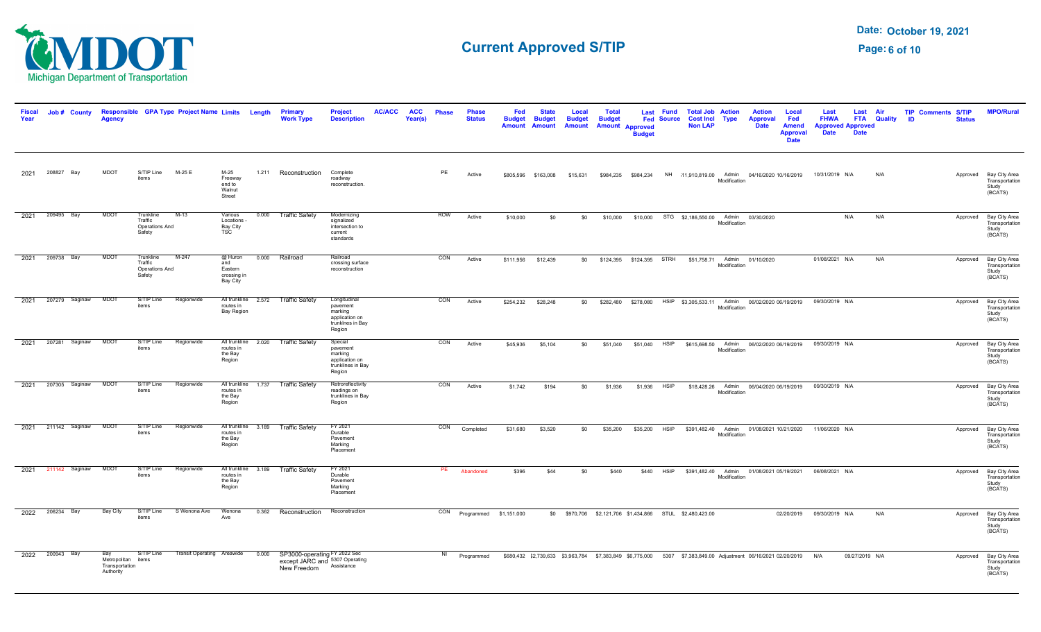# Current Approved S/TIP

Date: October 19, 2021

| Fiscal Year | Job # | County | Responsible Agency | GPA Type | Project Name | Limits | Length | Primary Work Type | Project Description | AC/ACC | ACC Year(s) | Phase | Phase Status | Fed Budget Amount | State Budget Amount | Local Budget Amount | Total Budget Amount | Last Fed Approved Budget | Fund Source | Total Job Cost Incl Non LAP | Action Type | Action Approval Date | Local Fed Amend Approval Date | Last FHWA Approved Date | Last FTA Approved Date | Air Quality | TIP ID | Comments | S/TIP Status | MPO/Rural |
|---|---|---|---|---|---|---|---|---|---|---|---|---|---|---|---|---|---|---|---|---|---|---|---|---|---|---|---|---|---|---|
| 2021 | 208827 | Bay | MDOT | S/TIP Line items | M-25 E | M-25 Freeway end to Walnut Street | 1.211 | Reconstruction | Complete roadway reconstruction. | | | PE | Active | $805,596 | $163,008 | $15,631 | $984,235 | $984,234 | NH | $11,910,819.00 | Admin Modification | 04/16/2020 | 10/16/2019 | 10/31/2019 | N/A | N/A | | | Approved | Bay City Area Transportation Study (BCATS) |
| 2021 | 209495 | Bay | MDOT | Trunkline Traffic Operations And Safety | M-13 | Various Locations - Bay City TSC | 0.000 | Traffic Safety | Modernizing signalized intersection to current standards | | | ROW | Active | $10,000 | $0 | $0 | $10,000 | $10,000 | STG | $2,186,550.00 | Admin Modification | 03/30/2020 | | | N/A | N/A | | | Approved | Bay City Area Transportation Study (BCATS) |
| 2021 | 209738 | Bay | MDOT | Trunkline Traffic Operations And Safety | M-247 | @ Huron and Eastern crossing in Bay City | 0.000 | Railroad | Railroad crossing surface reconstruction | | | CON | Active | $111,956 | $12,439 | $0 | $124,395 | $124,395 | STRH | $51,758.71 | Admin Modification | 01/10/2020 | | 01/08/2021 | N/A | N/A | | | Approved | Bay City Area Transportation Study (BCATS) |
| 2021 | 207279 | Saginaw | MDOT | S/TIP Line items | Regionwide | All trunkline routes in Bay Region | 2.572 | Traffic Safety | Longitudinal pavement marking application on trunklines in Bay Region | | | CON | Active | $254,232 | $28,248 | $0 | $282,480 | $278,080 | HSIP | $3,305,533.11 | Admin Modification | 06/02/2020 | 06/19/2019 | 09/30/2019 | N/A | | | | Approved | Bay City Area Transportation Study (BCATS) |
| 2021 | 207281 | Saginaw | MDOT | S/TIP Line items | Regionwide | All trunkline routes in the Bay Region | 2.020 | Traffic Safety | Special pavement marking application on trunklines in Bay Region | | | CON | Active | $45,936 | $5,104 | $0 | $51,040 | $51,040 | HSIP | $615,698.50 | Admin Modification | 06/02/2020 | 06/19/2019 | 09/30/2019 | N/A | | | | Approved | Bay City Area Transportation Study (BCATS) |
| 2021 | 207305 | Saginaw | MDOT | S/TIP Line items | Regionwide | All trunkline routes in the Bay Region | 1.737 | Traffic Safety | Retroreflectivity readings on trunklines in Bay Region | | | CON | Active | $1,742 | $194 | $0 | $1,936 | $1,936 | HSIP | $18,428.26 | Admin Modification | 06/04/2020 | 06/19/2019 | 09/30/2019 | N/A | | | | Approved | Bay City Area Transportation Study (BCATS) |
| 2021 | 211142 | Saginaw | MDOT | S/TIP Line items | Regionwide | All trunkline routes in the Bay Region | 3.189 | Traffic Safety | FY 2021 Durable Pavement Marking Placement | | | CON | Completed | $31,680 | $3,520 | $0 | $35,200 | $35,200 | HSIP | $391,482.40 | Admin Modification | 01/08/2021 | 10/21/2020 | 11/06/2020 | N/A | | | | Approved | Bay City Area Transportation Study (BCATS) |
| 2021 | 211142 | Saginaw | MDOT | S/TIP Line items | Regionwide | All trunkline routes in the Bay Region | 3.189 | Traffic Safety | FY 2021 Durable Pavement Marking Placement | | | PE | Abandoned | $396 | $44 | $0 | $440 | $440 | HSIP | $391,482.40 | Admin Modification | 01/08/2021 | 05/19/2021 | 06/08/2021 | N/A | | | | Approved | Bay City Area Transportation Study (BCATS) |
| 2022 | 206234 | Bay | Bay City | S/TIP Line items | S Wenona Ave | Wenona Ave | 0.362 | Reconstruction | Reconstruction | | | CON | Programmed | $1,151,000 | $0 | $970,706 | $2,121,706 | $1,434,866 | STUL | $2,480,423.00 | | | 02/20/2019 | 09/30/2019 | N/A | N/A | | | Approved | Bay City Area Transportation Study (BCATS) |
| 2022 | 200943 | Bay | Bay Metropolitan Transportation Authority | S/TIP Line items | Transit Operating | Areawide | 0.000 | SP3000-operating except JARC and New Freedom | FY 2022 Sec 5307 Operating Assistance | | | NI | Programmed | $680,432 | $2,739,633 | $3,963,784 | $7,383,849 | $6,775,000 | 5307 | $7,383,849.00 | Adjustment | 06/16/2021 | 02/20/2019 | N/A | 09/27/2019 | N/A | | | Approved | Bay City Area Transportation Study (BCATS) |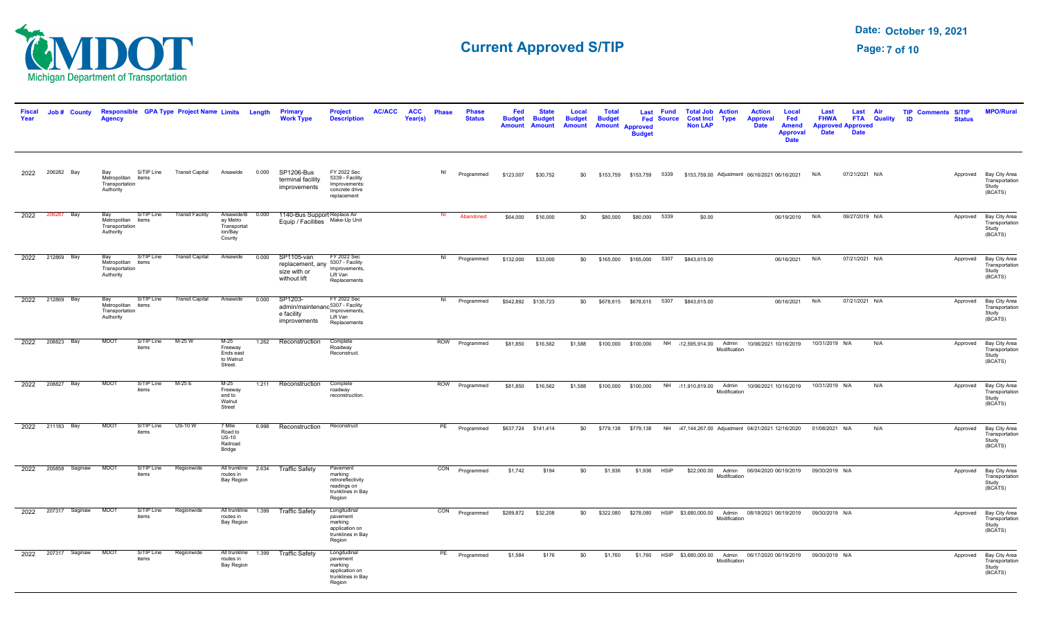# Current Approved S/TIP

**Date: October 19, 2021**

| Fiscal Year | Job # | County | Responsible Agency | GPA Type | Project Name | Limits | Length | Primary Work Type | Project Description | AC/ACC | ACC Year(s) | Phase | Phase Status | Fed Budget Amount | State Budget Amount | Local Budget Amount | Total Budget Amount | Last Fed Approved Budget | Fund Source | Total Job Cost Incl Non LAP | Action Type | Action Approval Date | Local Fed Amend Approval Date | Last FHWA Approved Date | Last FTA Approved Date | Air Quality | TIP ID | Comments | S/TIP Status | MPO/Rural |
|---|---|---|---|---|---|---|---|---|---|---|---|---|---|---|---|---|---|---|---|---|---|---|---|---|---|---|---|---|---|---|
| 2022 | 206282 | Bay | Bay Metropolitan Transportation Authority | S/TIP Line items | Transit Capital | Areawide | 0.000 | SP1206-Bus terminal facility improvements | FY 2022 Sec 5339 - Facility Improvements: concrete drive replacement | | | NI | Programmed | $123,007 | $30,752 | $0 | $153,759 | $153,759 | 5339 | $153,759.00 | Adjustment | 06/16/2021 | 06/16/2021 | N/A | 07/21/2021 | N/A | | | Approved | Bay City Area Transportation Study (BCATS) |
| 2022 | 206287 | Bay | Bay Metropolitan Transportation Authority | S/TIP Line items | Transit Facility | Areawide/Bay Metro Transportation/Bay County | 0.000 | 1140-Bus Support Equip / Facilities | Replace Air Make-Up Unit | | | NI | Abandoned | $64,000 | $16,000 | $0 | $80,000 | $80,000 | 5339 | $0.00 | | | 06/19/2019 | N/A | 09/27/2019 | N/A | | | Approved | Bay City Area Transportation Study (BCATS) |
| 2022 | 212869 | Bay | Bay Metropolitan Transportation Authority | S/TIP Line items | Transit Capital | Areawide | 0.000 | SP1105-van replacement, any size with or without lift | FY 2022 Sec 5307 - Facility Improvements, Lift Van Replacements | | | NI | Programmed | $132,000 | $33,000 | $0 | $165,000 | $165,000 | 5307 | $843,615.00 | | | 06/16/2021 | N/A | 07/21/2021 | N/A | | | Approved | Bay City Area Transportation Study (BCATS) |
| 2022 | 212869 | Bay | Bay Metropolitan Transportation Authority | S/TIP Line items | Transit Capital | Areawide | 0.000 | SP1203-admin/maintenance facility improvements | FY 2022 Sec 5307 - Facility Improvements, Lift Van Replacements | | | NI | Programmed | $542,892 | $135,723 | $0 | $678,615 | $678,615 | 5307 | $843,615.00 | | | 06/16/2021 | N/A | 07/21/2021 | N/A | | | Approved | Bay City Area Transportation Study (BCATS) |
| 2022 | 208823 | Bay | MDOT | S/TIP Line items | M-25 W | M-25 Freeway Ends east to Walnut Street. | 1.262 | Reconstruction | Complete Roadway Reconstruct. | | | ROW | Programmed | $81,850 | $16,562 | $1,588 | $100,000 | $100,000 | NH | $12,595,914.00 | Admin Modification | 10/06/2021 | 10/16/2019 | 10/31/2019 | N/A | N/A | | | Approved | Bay City Area Transportation Study (BCATS) |
| 2022 | 208827 | Bay | MDOT | S/TIP Line items | M-25 E | M-25 Freeway end to Walnut Street | 1.211 | Reconstruction | Complete roadway reconstruction. | | | ROW | Programmed | $81,850 | $16,562 | $1,588 | $100,000 | $100,000 | NH | $11,910,819.00 | Admin Modification | 10/06/2021 | 10/16/2019 | 10/31/2019 | N/A | N/A | | | Approved | Bay City Area Transportation Study (BCATS) |
| 2022 | 211183 | Bay | MDOT | S/TIP Line items | US-10 W | 7 Mile Road to US-10 Railroad Bridge | 6.998 | Reconstruction | Reconstruct | | | PE | Programmed | $637,724 | $141,414 | $0 | $779,138 | $779,138 | NH | $47,144,267.00 | Adjustment | 04/21/2021 | 12/16/2020 | 01/08/2021 | N/A | N/A | | | Approved | Bay City Area Transportation Study (BCATS) |
| 2022 | 205858 | Saginaw | MDOT | S/TIP Line items | Regionwide | All trunkline routes in Bay Region | 2.634 | Traffic Safety | Pavement marking retroreflectivity readings on trunklines in Bay Region | | | CON | Programmed | $1,742 | $194 | $0 | $1,936 | $1,936 | HSIP | $22,000.00 | Admin Modification | 06/04/2020 | 06/19/2019 | 09/30/2019 | N/A | | | | Approved | Bay City Area Transportation Study (BCATS) |
| 2022 | 207317 | Saginaw | MDOT | S/TIP Line items | Regionwide | All trunkline routes in Bay Region | 1.399 | Traffic Safety | Longitudinal pavement marking application on trunklines in Bay Region | | | CON | Programmed | $289,872 | $32,208 | $0 | $322,080 | $278,080 | HSIP | $3,680,000.00 | Admin Modification | 08/18/2021 | 06/19/2019 | 09/30/2019 | N/A | | | | Approved | Bay City Area Transportation Study (BCATS) |
| 2022 | 207317 | Saginaw | MDOT | S/TIP Line items | Regionwide | All trunkline routes in Bay Region | 1.399 | Traffic Safety | Longitudinal pavement marking application on trunklines in Bay Region | | | PE | Programmed | $1,584 | $176 | $0 | $1,760 | $1,760 | HSIP | $3,680,000.00 | Admin Modification | 06/17/2020 | 06/19/2019 | 09/30/2019 | N/A | | | | Approved | Bay City Area Transportation Study (BCATS) |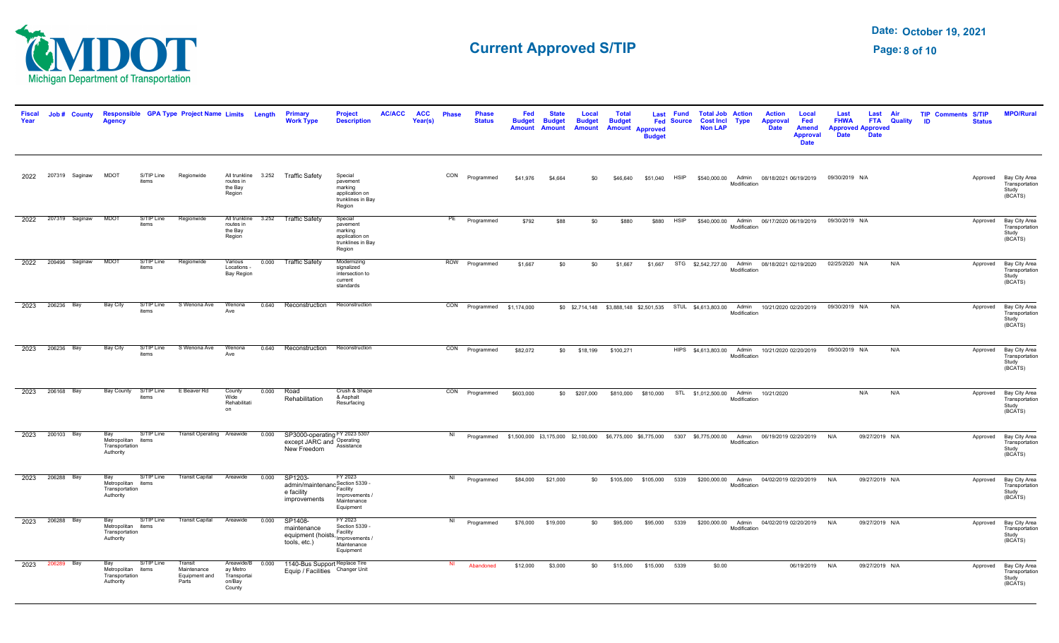# Current Approved S/TIP

Date: October 19, 2021

| Fiscal Year | Job # | County | Responsible Agency | GPA Type | Project Name | Limits | Length | Primary Work Type | Project Description | AC/ACC | ACC Year(s) | Phase | Phase Status | Fed Budget Amount | State Budget Amount | Local Budget Amount | Total Budget Amount | Last Fed Approved Budget | Fund Source | Total Job Cost Incl Non LAP | Action Type | Action Approval Date | Local Fed Amend Approval Date | Last FHWA Approved Date | Last FTA Approved Date | Air Quality | TIP ID | Comments | S/TIP Status | MPO/Rural |
|---|---|---|---|---|---|---|---|---|---|---|---|---|---|---|---|---|---|---|---|---|---|---|---|---|---|---|---|---|---|---|
| 2022 | 207319 | Saginaw | MDOT | S/TIP Line items | Regionwide | All trunkline routes in the Bay Region | 3.252 | Traffic Safety | Special pavement marking application on trunklines in Bay Region | | | CON | Programmed | $41,976 | $4,664 | $0 | $46,640 | $51,040 | HSIP | $540,000.00 | Admin Modification | 08/18/2021 | 06/19/2019 | 09/30/2019 | N/A | | | | Approved | Bay City Area Transportation Study (BCATS) |
| 2022 | 207319 | Saginaw | MDOT | S/TIP Line items | Regionwide | All trunkline routes in the Bay Region | 3.252 | Traffic Safety | Special pavement marking application on trunklines in Bay Region | | | PE | Programmed | $792 | $88 | $0 | $880 | $880 | HSIP | $540,000.00 | Admin Modification | 06/17/2020 | 06/19/2019 | 09/30/2019 | N/A | | | | Approved | Bay City Area Transportation Study (BCATS) |
| 2022 | 209496 | Saginaw | MDOT | S/TIP Line items | Regionwide | Various Locations - Bay Region | 0.000 | Traffic Safety | Modernizing signalized intersection to current standards | | | ROW | Programmed | $1,667 | $0 | $0 | $1,667 | $1,667 | STG | $2,542,727.00 | Admin Modification | 08/18/2021 | 02/19/2020 | 02/25/2020 | N/A | N/A | | | Approved | Bay City Area Transportation Study (BCATS) |
| 2023 | 206236 | Bay | Bay City | S/TIP Line items | S Wenona Ave | Wenona Ave | 0.640 | Reconstruction | Reconstruction | | | CON | Programmed | $1,174,000 | $0 | $2,714,148 | $3,888,148 | $2,501,535 | STUL | $4,613,803.00 | Admin Modification | 10/21/2020 | 02/20/2019 | 09/30/2019 | N/A | N/A | | | Approved | Bay City Area Transportation Study (BCATS) |
| 2023 | 206236 | Bay | Bay City | S/TIP Line items | S Wenona Ave | Wenona Ave | 0.640 | Reconstruction | Reconstruction | | | CON | Programmed | $82,072 | $0 | $18,199 | $100,271 | | HIPS | $4,613,803.00 | Admin Modification | 10/21/2020 | 02/20/2019 | 09/30/2019 | N/A | N/A | | | Approved | Bay City Area Transportation Study (BCATS) |
| 2023 | 206168 | Bay | Bay County | S/TIP Line items | E Beaver Rd | County Wide Rehabilitation | 0.000 | Road Rehabilitation | Crush & Shape & Asphalt Resurfacing | | | CON | Programmed | $603,000 | $0 | $207,000 | $810,000 | $810,000 | STL | $1,012,500.00 | Admin Modification | 10/21/2020 | | | N/A | N/A | | | Approved | Bay City Area Transportation Study (BCATS) |
| 2023 | 200103 | Bay | Bay Metropolitan Transportation Authority | S/TIP Line items | Transit Operating | Areawide | 0.000 | SP3000-operating except JARC and New Freedom | FY 2023 5307 Operating Assistance | | | NI | Programmed | $1,500,000 | $3,175,000 | $2,100,000 | $6,775,000 | $6,775,000 | 5307 | $6,775,000.00 | Admin Modification | 06/19/2019 | 02/20/2019 | N/A | 09/27/2019 | N/A | | | Approved | Bay City Area Transportation Study (BCATS) |
| 2023 | 206288 | Bay | Bay Metropolitan Transportation Authority | S/TIP Line items | Transit Capital | Areawide | 0.000 | SP1203-admin/maintenance facility improvements | FY 2023 Section 5339 - Facility Improvements / Maintenance Equipment | | | NI | Programmed | $84,000 | $21,000 | $0 | $105,000 | $105,000 | 5339 | $200,000.00 | Admin Modification | 04/02/2019 | 02/20/2019 | N/A | 09/27/2019 | N/A | | | Approved | Bay City Area Transportation Study (BCATS) |
| 2023 | 206288 | Bay | Bay Metropolitan Transportation Authority | S/TIP Line items | Transit Capital | Areawide | 0.000 | SP1408-maintenance equipment (hoists, tools, etc.) | FY 2023 Section 5339 - Facility Improvements / Maintenance Equipment | | | NI | Programmed | $76,000 | $19,000 | $0 | $95,000 | $95,000 | 5339 | $200,000.00 | Admin Modification | 04/02/2019 | 02/20/2019 | N/A | 09/27/2019 | N/A | | | Approved | Bay City Area Transportation Study (BCATS) |
| 2023 | 206289 | Bay | Bay Metropolitan Transportation Authority | S/TIP Line items | Transit Maintenance Equipment and Parts | Areawide/Bay Metro Transportation/Bay County | 0.000 | 1140-Bus Support Equip / Facilities | Replace Tire Changer Unit | | | NI | Abandoned | $12,000 | $3,000 | $0 | $15,000 | $15,000 | 5339 | $0.00 | | | 06/19/2019 | N/A | 09/27/2019 | N/A | | | Approved | Bay City Area Transportation Study (BCATS) |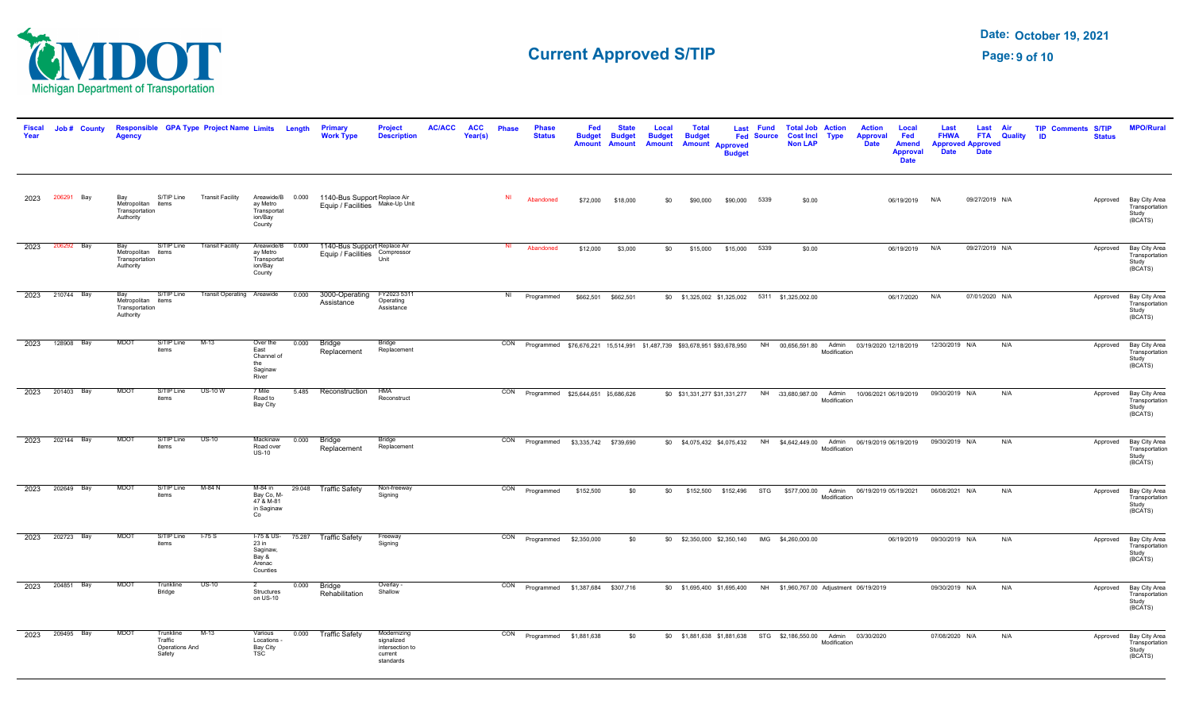# Current Approved S/TIP

Date: October 19, 2021

| Fiscal Year | Job # | County | Responsible Agency | GPA Type | Project Name | Limits | Length | Primary Work Type | Project Description | AC/ACC | ACC Year(s) | Phase | Phase Status | Fed Budget Amount | State Budget Amount | Local Budget Amount | Total Budget Amount | Last Fed Approved Budget | Fund Source | Total Job Cost Incl Non LAP | Action Type | Action Approval Date | Local Fed Amend Approval Date | Last FHWA Approved Date | Last FTA Approved Date | Air Quality | TIP ID | Comments | S/TIP Status | MPO/Rural |
|---|---|---|---|---|---|---|---|---|---|---|---|---|---|---|---|---|---|---|---|---|---|---|---|---|---|---|---|---|---|---|
| 2023 | 206291 | Bay | Bay Metropolitan Transportation Authority | S/TIP Line items | Transit Facility | Areawide/Bay Metro Transportation/Bay County | 0.000 | 1140-Bus Support Equip / Facilities | Replace Air Make-Up Unit | | | NI | Abandoned | $72,000 | $18,000 | $0 | $90,000 | $90,000 | 5339 | $0.00 | | | 06/19/2019 | N/A | 09/27/2019 | N/A | | | Approved | Bay City Area Transportation Study (BCATS) |
| 2023 | 206292 | Bay | Bay Metropolitan Transportation Authority | S/TIP Line items | Transit Facility | Areawide/Bay Metro Transportation/Bay County | 0.000 | 1140-Bus Support Equip / Facilities | Replace Air Compressor Unit | | | NI | Abandoned | $12,000 | $3,000 | $0 | $15,000 | $15,000 | 5339 | $0.00 | | | 06/19/2019 | N/A | 09/27/2019 | N/A | | | Approved | Bay City Area Transportation Study (BCATS) |
| 2023 | 210744 | Bay | Bay Metropolitan Transportation Authority | S/TIP Line items | Transit Operating | Areawide | 0.000 | 3000-Operating Assistance | FY2023 5311 Operating Assistance | | | NI | Programmed | $662,501 | $662,501 | $0 | $1,325,002 | $1,325,002 | 5311 | $1,325,002.00 | | | 06/17/2020 | N/A | 07/01/2020 | N/A | | | Approved | Bay City Area Transportation Study (BCATS) |
| 2023 | 128908 | Bay | MDOT | S/TIP Line items | M-13 | Over the East Channel of the Saginaw River | 0.000 | Bridge Replacement | Bridge Replacement | | | CON | Programmed | $76,676,221 | 15,514,991 | $1,487,739 | $93,678,951 | $93,678,950 | NH | 00,656,591.80 | Admin Modification | 03/19/2020 | 12/18/2019 | 12/30/2019 | N/A | N/A | | | Approved | Bay City Area Transportation Study (BCATS) |
| 2023 | 201403 | Bay | MDOT | S/TIP Line items | US-10 W | 7 Mile Road to Bay City | 5.485 | Reconstruction | HMA Reconstruct | | | CON | Programmed | $25,644,651 | $5,686,626 | $0 | $31,331,277 | $31,331,277 | NH | 33,680,987.00 | Admin Modification | 10/06/2021 | 06/19/2019 | 09/30/2019 | N/A | N/A | | | Approved | Bay City Area Transportation Study (BCATS) |
| 2023 | 202144 | Bay | MDOT | S/TIP Line items | US-10 | Mackinaw Road over US-10 | 0.000 | Bridge Replacement | Bridge Replacement | | | CON | Programmed | $3,335,742 | $739,690 | $0 | $4,075,432 | $4,075,432 | NH | $4,642,449.00 | Admin Modification | 06/19/2019 | 06/19/2019 | 09/30/2019 | N/A | N/A | | | Approved | Bay City Area Transportation Study (BCATS) |
| 2023 | 202649 | Bay | MDOT | S/TIP Line items | M-84 N | M-84 in Bay Co, M-47 & M-81 in Saginaw Co | 29.048 | Traffic Safety | Non-freeway Signing | | | CON | Programmed | $152,500 | $0 | $0 | $152,500 | $152,496 | STG | $577,000.00 | Admin Modification | 06/19/2019 | 05/19/2021 | 06/08/2021 | N/A | N/A | | | Approved | Bay City Area Transportation Study (BCATS) |
| 2023 | 202723 | Bay | MDOT | S/TIP Line items | I-75 S | I-75 & US-23 in Saginaw, Bay & Arenac Counties | 75.287 | Traffic Safety | Freeway Signing | | | CON | Programmed | $2,350,000 | $0 | $0 | $2,350,000 | $2,350,140 | IMG | $4,260,000.00 | | | 06/19/2019 | 09/30/2019 | N/A | N/A | | | Approved | Bay City Area Transportation Study (BCATS) |
| 2023 | 204851 | Bay | MDOT | Trunkline Bridge | US-10 | 2 Structures on US-10 | 0.000 | Bridge Rehabilitation | Overlay - Shallow | | | CON | Programmed | $1,387,684 | $307,716 | $0 | $1,695,400 | $1,695,400 | NH | $1,960,767.00 | Adjustment | 06/19/2019 | | 09/30/2019 | N/A | N/A | | | Approved | Bay City Area Transportation Study (BCATS) |
| 2023 | 209495 | Bay | MDOT | Trunkline Traffic Operations And Safety | M-13 | Various Locations - Bay City TSC | 0.000 | Traffic Safety | Modernizing signalized intersection to current standards | | | CON | Programmed | $1,881,638 | $0 | $0 | $1,881,638 | $1,881,638 | STG | $2,186,550.00 | Admin Modification | 03/30/2020 | | 07/08/2020 | N/A | N/A | | | Approved | Bay City Area Transportation Study (BCATS) |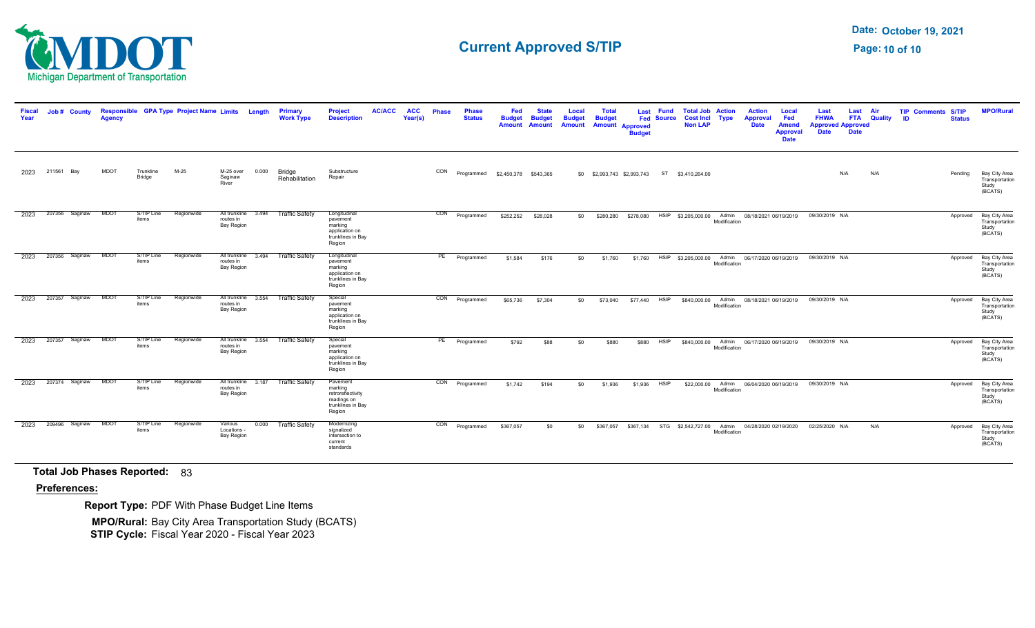# Current Approved S/TIP

**Date: October 19, 2021**

| Fiscal Year | Job # | County | Responsible Agency | GPA Type | Project Name | Limits | Length | Primary Work Type | Project Description | AC/ACC | ACC Year(s) | Phase | Phase Status | Fed Budget Amount | State Budget Amount | Local Budget Amount | Total Budget Amount | Last Fed Approved Budget | Fund Source | Total Job Cost Incl Non LAP | Action Type | Action Approval Date | Local Fed Amend Approval Date | Last FHWA Approved Date | Last FTA Approved Date | Air Quality | TIP ID | Comments | S/TIP Status | MPO/Rural |
|---|---|---|---|---|---|---|---|---|---|---|---|---|---|---|---|---|---|---|---|---|---|---|---|---|---|---|---|---|---|---|
| 2023 | 211561 | Bay | MDOT | Trunkline Bridge | M-25 | M-25 over Saginaw River | 0.000 | Bridge Rehabilitation | Substructure Repair | | | CON | Programmed | $2,450,378 | $543,365 | $0 | $2,993,743 | $2,993,743 | ST | $3,410,264.00 | | | | | N/A | N/A | | | Pending | Bay City Area Transportation Study (BCATS) |
| 2023 | 207356 | Saginaw | MDOT | S/TIP Line items | Regionwide | All trunkline routes in Bay Region | 3.494 | Traffic Safety | Longitudinal pavement marking application on trunklines in Bay Region | | | CON | Programmed | $252,252 | $28,028 | $0 | $280,280 | $278,080 | HSIP | $3,205,000.00 | Admin Modification | 08/18/2021 | 06/19/2019 | 09/30/2019 | N/A | | | | Approved | Bay City Area Transportation Study (BCATS) |
| 2023 | 207356 | Saginaw | MDOT | S/TIP Line items | Regionwide | All trunkline routes in Bay Region | 3.494 | Traffic Safety | Longitudinal pavement marking application on trunklines in Bay Region | | | PE | Programmed | $1,584 | $176 | $0 | $1,760 | $1,760 | HSIP | $3,205,000.00 | Admin Modification | 06/17/2020 | 06/19/2019 | 09/30/2019 | N/A | | | | Approved | Bay City Area Transportation Study (BCATS) |
| 2023 | 207357 | Saginaw | MDOT | S/TIP Line items | Regionwide | All trunkline routes in Bay Region | 3.554 | Traffic Safety | Special pavement marking application on trunklines in Bay Region | | | CON | Programmed | $65,736 | $7,304 | $0 | $73,040 | $77,440 | HSIP | $840,000.00 | Admin Modification | 08/18/2021 | 06/19/2019 | 09/30/2019 | N/A | | | | Approved | Bay City Area Transportation Study (BCATS) |
| 2023 | 207357 | Saginaw | MDOT | S/TIP Line items | Regionwide | All trunkline routes in Bay Region | 3.554 | Traffic Safety | Special pavement marking application on trunklines in Bay Region | | | PE | Programmed | $792 | $88 | $0 | $880 | $880 | HSIP | $840,000.00 | Admin Modification | 06/17/2020 | 06/19/2019 | 09/30/2019 | N/A | | | | Approved | Bay City Area Transportation Study (BCATS) |
| 2023 | 207374 | Saginaw | MDOT | S/TIP Line items | Regionwide | All trunkline routes in Bay Region | 3.187 | Traffic Safety | Pavement marking retroreflectivity readings on trunklines in Bay Region | | | CON | Programmed | $1,742 | $194 | $0 | $1,936 | $1,936 | HSIP | $22,000.00 | Admin Modification | 06/04/2020 | 06/19/2019 | 09/30/2019 | N/A | | | | Approved | Bay City Area Transportation Study (BCATS) |
| 2023 | 209496 | Saginaw | MDOT | S/TIP Line items | Regionwide | Various Locations - Bay Region | 0.000 | Traffic Safety | Modernizing signalized intersection to current standards | | | CON | Programmed | $367,057 | $0 | $0 | $367,057 | $367,134 | STG | $2,542,727.00 | Admin Modification | 04/28/2020 | 02/19/2020 | 02/25/2020 | N/A | N/A | | | Approved | Bay City Area Transportation Study (BCATS) |

**Total Job Phases Reported:** 83

**Preferences:**

**Report Type:** PDF With Phase Budget Line Items

**MPO/Rural:** Bay City Area Transportation Study (BCATS)

**STIP Cycle:** Fiscal Year 2020 - Fiscal Year 2023